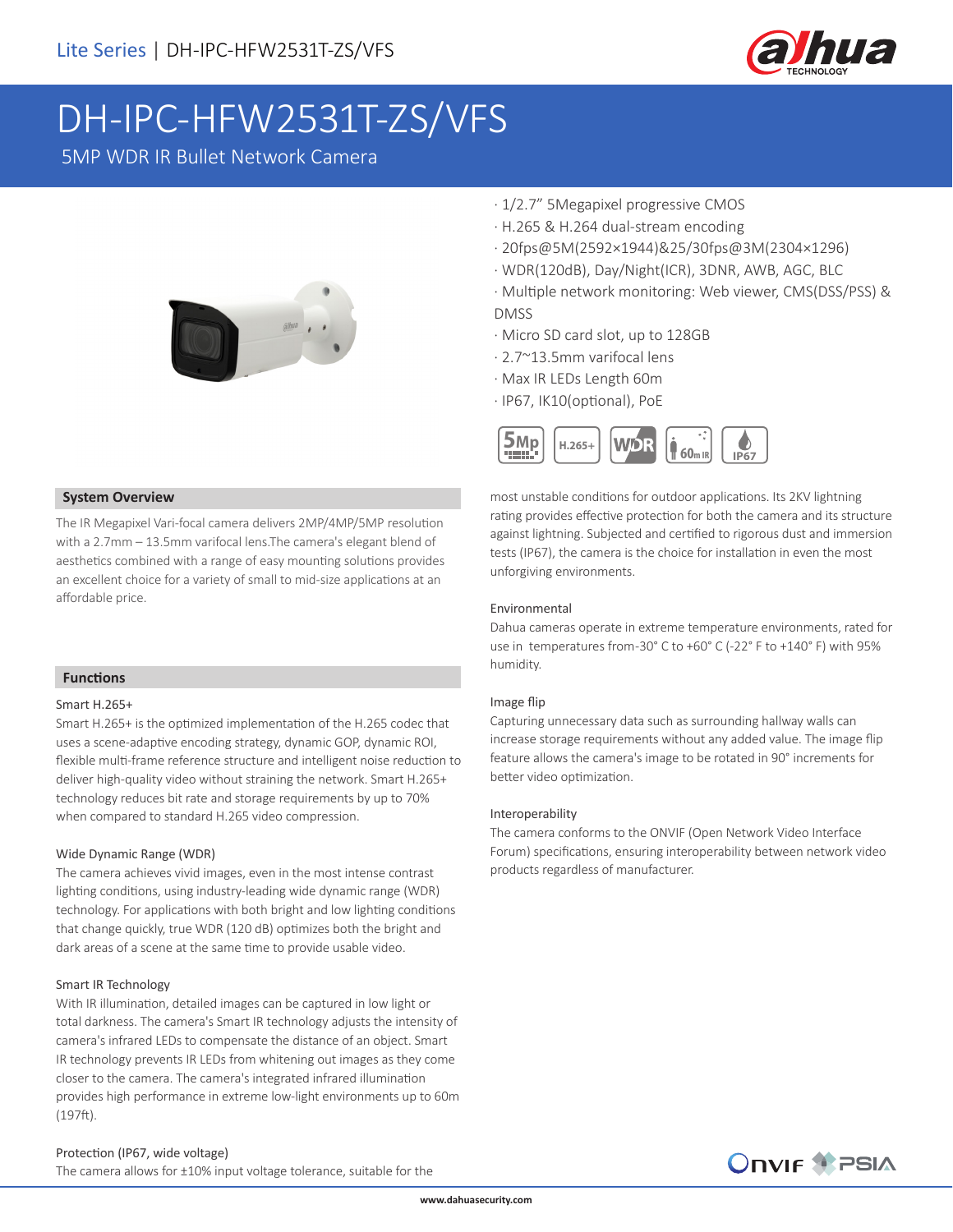Lite Series | DH-IPC-HFW2531T-ZS/VFS

# DH-IPC-HFW2531T-ZS/VFS

5MP WDR IR Bullet Network Camera

· 1/2.7" 5Megapixel progressive CMOS
· H.265 & H.264 dual-stream encoding
· 20fps@5M(2592×1944)&25/30fps@3M(2304×1296)
· WDR(120dB), Day/Night(ICR), 3DNR, AWB, AGC, BLC
· Multiple network monitoring: Web viewer, CMS(DSS/PSS) & DMSS
· Micro SD card slot, up to 128GB
· 2.7~13.5mm varifocal lens
· Max IR LEDs Length 60m
· IP67, IK10(optional), PoE

## System Overview

The IR Megapixel Vari-focal camera delivers 2MP/4MP/5MP resolution with a 2.7mm – 13.5mm varifocal lens.The camera's elegant blend of aesthetics combined with a range of easy mounting solutions provides an excellent choice for a variety of small to mid-size applications at an affordable price.

## Functions

### Smart H.265+

Smart H.265+ is the optimized implementation of the H.265 codec that uses a scene-adaptive encoding strategy, dynamic GOP, dynamic ROI, flexible multi-frame reference structure and intelligent noise reduction to deliver high-quality video without straining the network. Smart H.265+ technology reduces bit rate and storage requirements by up to 70% when compared to standard H.265 video compression.

### Wide Dynamic Range (WDR)

The camera achieves vivid images, even in the most intense contrast lighting conditions, using industry-leading wide dynamic range (WDR) technology. For applications with both bright and low lighting conditions that change quickly, true WDR (120 dB) optimizes both the bright and dark areas of a scene at the same time to provide usable video.

### Smart IR Technology

With IR illumination, detailed images can be captured in low light or total darkness. The camera's Smart IR technology adjusts the intensity of camera's infrared LEDs to compensate the distance of an object. Smart IR technology prevents IR LEDs from whitening out images as they come closer to the camera. The camera's integrated infrared illumination provides high performance in extreme low-light environments up to 60m (197ft).

### Protection (IP67, wide voltage)

The camera allows for ±10% input voltage tolerance, suitable for the most unstable conditions for outdoor applications. Its 2KV lightning rating provides effective protection for both the camera and its structure against lightning. Subjected and certified to rigorous dust and immersion tests (IP67), the camera is the choice for installation in even the most unforgiving environments.

### Environmental

Dahua cameras operate in extreme temperature environments, rated for use in temperatures from-30° C to +60° C (-22° F to +140° F) with 95% humidity.

### Image flip

Capturing unnecessary data such as surrounding hallway walls can increase storage requirements without any added value. The image flip feature allows the camera's image to be rotated in 90° increments for better video optimization.

### Interoperability

The camera conforms to the ONVIF (Open Network Video Interface Forum) specifications, ensuring interoperability between network video products regardless of manufacturer.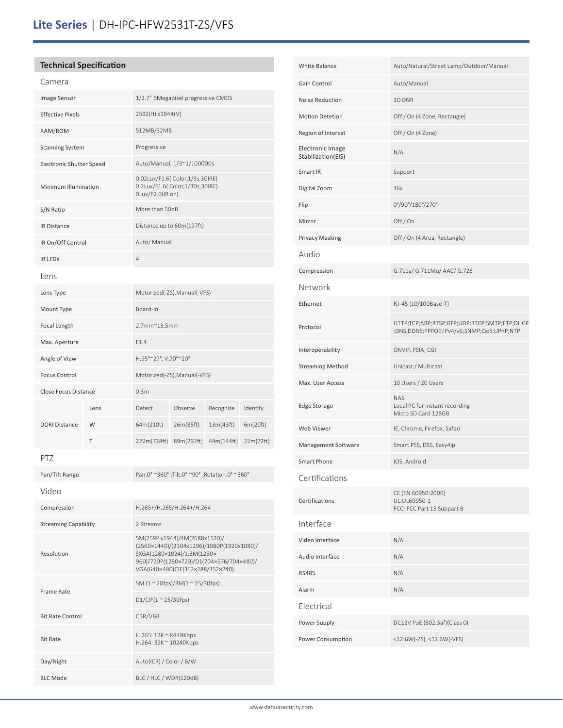# Lite Series | DH-IPC-HFW2531T-ZS/VFS

## Technical Specification

### Camera

| | |
|---|---|
| Image Sensor | 1/2.7" 5Megapixel progressive CMOS |
| Effective Pixels | 2592(H) x1944(V) |
| RAM/ROM | 512MB/32MB |
| Scanning System | Progressive |
| Electronic Shutter Speed | Auto/Manual, 1/3~1/100000s |
| Minimum Illumination | 0.02Lux/F1.6( Color,1/3s,30IRE)<br>0.2Lux/F1.6( Color,1/30s,30IRE)<br>0Lux/F2.0(IR on) |
| S/N Ratio | More than 50dB |
| IR Distance | Distance up to 60m(197ft) |
| IR On/Off Control | Auto/ Manual |
| IR LEDs | 4 |

### Lens

| | | | | | |
|---|---|---|---|---|---|
| Lens Type | | Motorized(-ZS),Manual(-VFS) | | | |
| Mount Type | | Board-in | | | |
| Focal Length | | 2.7mm~13.5mm | | | |
| Max. Aperture | | F1.4 | | | |
| Angle of View | | H:95°~27°, V:70°~20° | | | |
| Focus Control | | Motorized(-ZS),Manual(-VFS) | | | |
| Close Focus Distance | | 0.3m | | | |
| DORI Distance | Lens | Detect | Observe | Recognize | Identify |
| | W | 64m(210t) | 26m(85ft) | 13m(43ft) | 6m(20ft) |
| | T | 222m(728ft) | 89m(292ft) | 44m(144ft) | 22m(72ft) |

### PTZ

| | |
|---|---|
| Pan/Tilt Range | Pan:0° ~360° ;Tilt:0° ~90° ;Rotation:0° ~360° |

### Video

| | |
|---|---|
| Compression | H.265+/H.265/H.264+/H.264 |
| Streaming Capability | 2 Streams |
| Resolution | 5M(2592 x1944)/4M(2688x1520)/(2560×1440)/(2304x1296)/1080P(1920x1080)/SXGA(1280×1024)/1.3M(1280×960)/720P(1280×720)/D1(704×576/704×480)/VGA(640×480)CIF(352×288/352×240) |
| Frame Rate | 5M (1 ~ 20fps)/3M(1 ~ 25/30fps)<br>D1/CIF(1 ~ 25/30fps) |
| Bit Rate Control | CBR/VBR |
| Bit Rate | H.265: 12K ~ 8448Kbps<br>H.264: 32K ~ 10240Kbps |
| Day/Night | Auto(ICR) / Color / B/W |
| BLC Mode | BLC / HLC / WDR(120dB) |
| White Balance | Auto/Natural/Street Lamp/Outdoor/Manual |
| Gain Control | Auto/Manual |
| Noise Reduction | 3D DNR |
| Motion Detetion | Off / On (4 Zone, Rectangle) |
| Region of Interest | Off / On (4 Zone) |
| Electronic Image Stabilization(EIS) | N/A |
| Smart IR | Support |
| Digital Zoom | 16x |
| Flip | 0°/90°/180°/270° |
| Mirror | Off / On |
| Privacy Masking | Off / On (4 Area, Rectangle) |

### Audio

| | |
|---|---|
| Compression | G.711a/ G.711Mu/ AAC/ G.726 |

### Network

| | |
|---|---|
| Ethernet | RJ-45 (10/100Base-T) |
| Protocol | HTTP;TCP;ARP;RTSP;RTP;UDP;RTCP;SMTP;FTP;DHCP;DNS;DDNS;PPPOE;IPv4/v6;SNMP;QoS;UPnP;NTP |
| Interoperability | ONVIF, PSIA, CGI |
| Streaming Method | Unicast / Multicast |
| Max. User Access | 10 Users / 20 Users |
| Edge Storage | NAS<br>Local PC for instant recording<br>Micro SD Card 128GB |
| Web Viewer | IE, Chrome, Firefox, Safari |
| Management Software | Smart PSS, DSS, Easy4ip |
| Smart Phone | IOS, Android |

### Certifications

| | |
|---|---|
| Certifications | CE (EN 60950:2000)<br>UL:UL60950-1<br>FCC: FCC Part 15 Subpart B |

### Interface

| | |
|---|---|
| Video Interface | N/A |
| Audio Interface | N/A |
| RS485 | N/A |
| Alarm | N/A |

### Electrical

| | |
|---|---|
| Power Supply | DC12V PoE (802.3af)(Class 0) |
| Power Consumption | <12.6W(-ZS), <12.6W(-VFS) |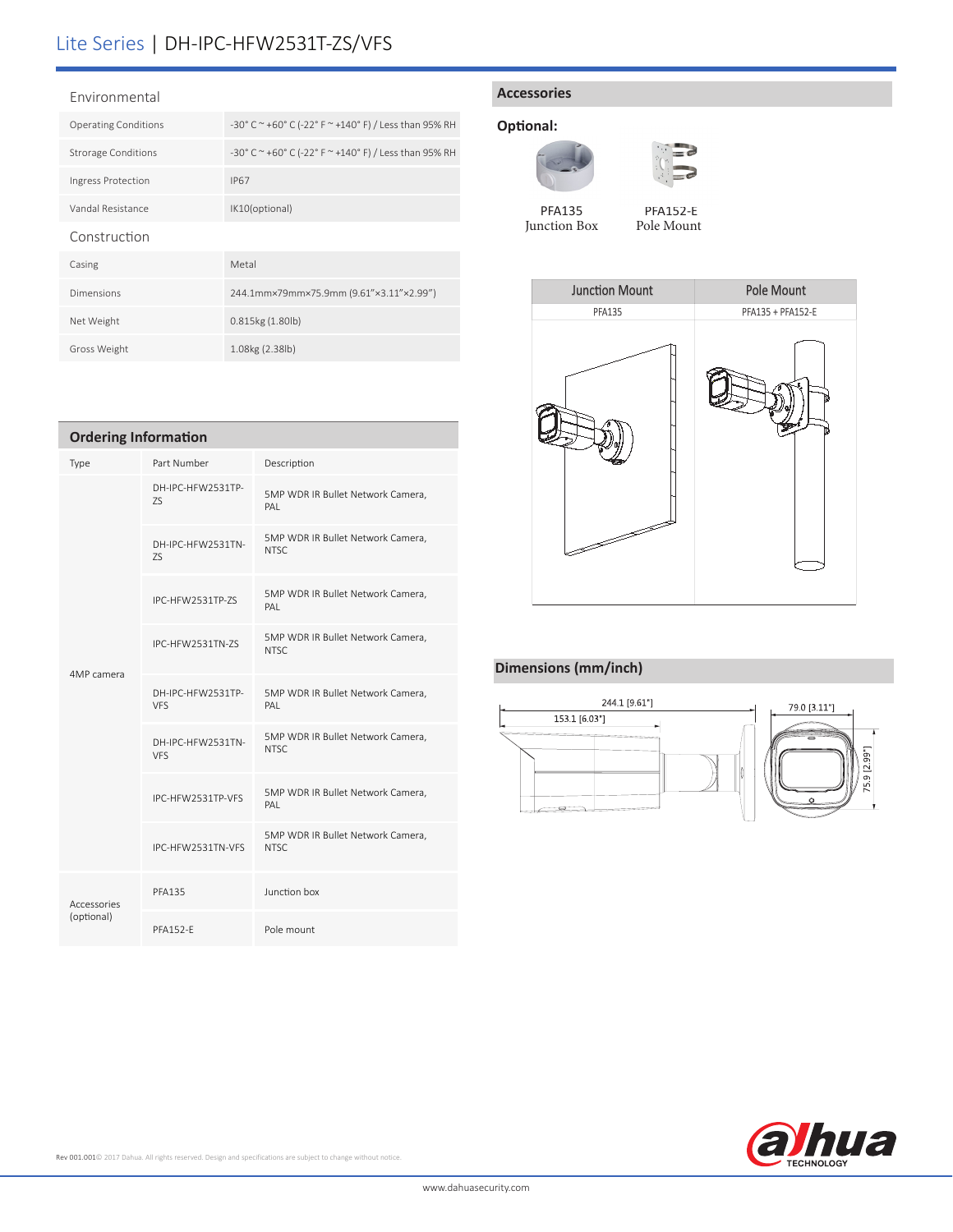## Environmental

| | |
|---|---|
| Operating Conditions | -30° C ~ +60° C (-22° F ~ +140° F) / Less than 95% RH |
| Strorage Conditions | -30° C ~ +60° C (-22° F ~ +140° F) / Less than 95% RH |
| Ingress Protection | IP67 |
| Vandal Resistance | IK10(optional) |

## Construction

| | |
|---|---|
| Casing | Metal |
| Dimensions | 244.1mm×79mm×75.9mm (9.61"×3.11"×2.99") |
| Net Weight | 0.815kg (1.80lb) |
| Gross Weight | 1.08kg (2.38lb) |

## Ordering Information

| Type | Part Number | Description |
|---|---|---|
| 4MP camera | DH-IPC-HFW2531TP-ZS | 5MP WDR IR Bullet Network Camera, PAL |
| | DH-IPC-HFW2531TN-ZS | 5MP WDR IR Bullet Network Camera, NTSC |
| | IPC-HFW2531TP-ZS | 5MP WDR IR Bullet Network Camera, PAL |
| | IPC-HFW2531TN-ZS | 5MP WDR IR Bullet Network Camera, NTSC |
| | DH-IPC-HFW2531TP-VFS | 5MP WDR IR Bullet Network Camera, PAL |
| | DH-IPC-HFW2531TN-VFS | 5MP WDR IR Bullet Network Camera, NTSC |
| | IPC-HFW2531TP-VFS | 5MP WDR IR Bullet Network Camera, PAL |
| | IPC-HFW2531TN-VFS | 5MP WDR IR Bullet Network Camera, NTSC |
| Accessories (optional) | PFA135 | Junction box |
| | PFA152-E | Pole mount |

## Accessories

**Optional:**

PFA135
Junction Box

PFA152-E
Pole Mount

| Junction Mount | Pole Mount |
|---|---|
| PFA135 | PFA135 + PFA152-E |

## Dimensions (mm/inch)

244.1 [9.61"]
153.1 [6.03"]
79.0 [3.11"]
75.9 [2.99"]

Rev 001.001© 2017 Dahua. All rights reserved. Design and specifications are subject to change without notice.

www.dahuasecurity.com